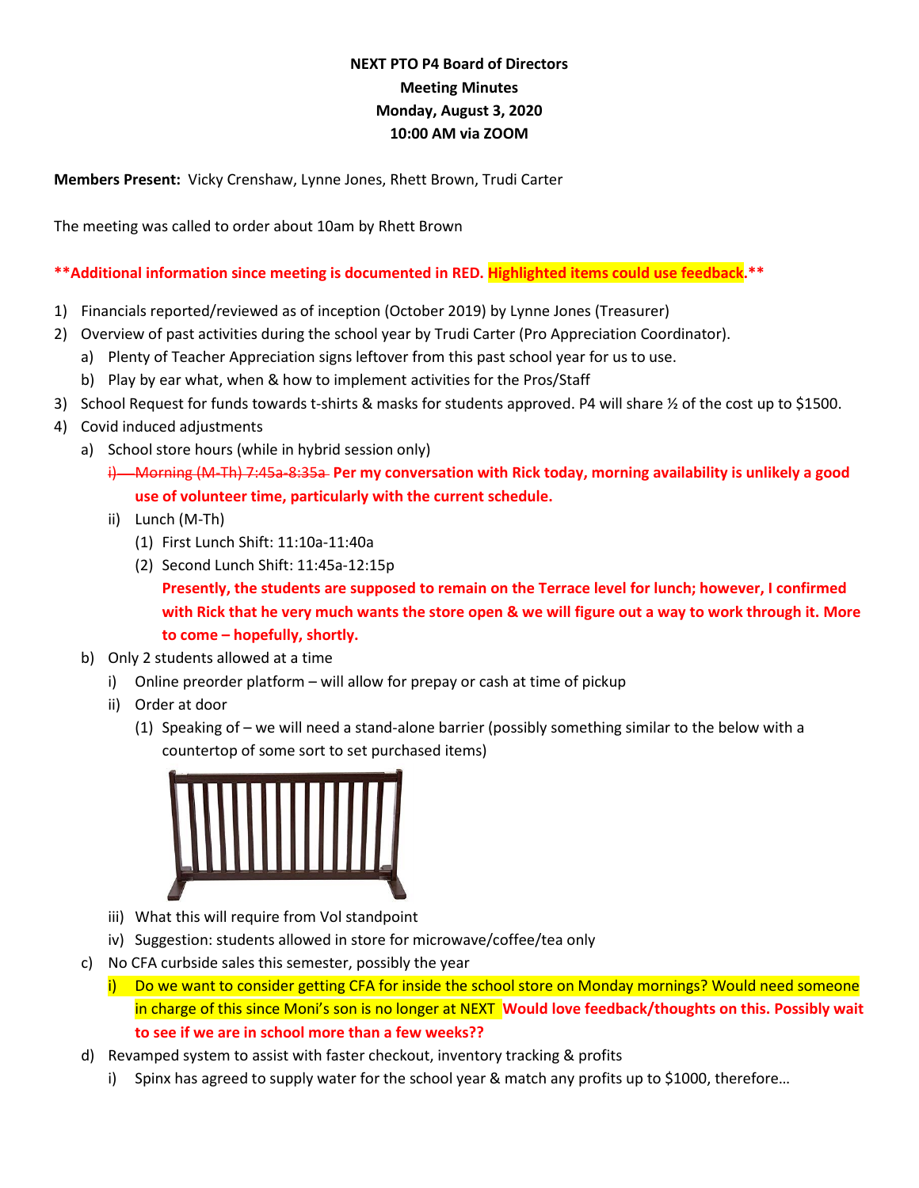**NEXT PTO P4 Board of Directors**
**Meeting Minutes**
**Monday, August 3, 2020**
**10:00 AM via ZOOM**

**Members Present:** Vicky Crenshaw, Lynne Jones, Rhett Brown, Trudi Carter

The meeting was called to order about 10am by Rhett Brown

****Additional information since meeting is documented in RED. Highlighted items could use feedback.****

1) Financials reported/reviewed as of inception (October 2019) by Lynne Jones (Treasurer)
2) Overview of past activities during the school year by Trudi Carter (Pro Appreciation Coordinator).
   a) Plenty of Teacher Appreciation signs leftover from this past school year for us to use.
   b) Play by ear what, when & how to implement activities for the Pros/Staff
3) School Request for funds towards t-shirts & masks for students approved. P4 will share ½ of the cost up to $1500.
4) Covid induced adjustments
   a) School store hours (while in hybrid session only)
      i) ~~Morning (M-Th) 7:45a-8:35a~~ **Per my conversation with Rick today, morning availability is unlikely a good use of volunteer time, particularly with the current schedule.**
      ii) Lunch (M-Th)
         (1) First Lunch Shift: 11:10a-11:40a
         (2) Second Lunch Shift: 11:45a-12:15p
         **Presently, the students are supposed to remain on the Terrace level for lunch; however, I confirmed with Rick that he very much wants the store open & we will figure out a way to work through it. More to come – hopefully, shortly.**
   b) Only 2 students allowed at a time
      i) Online preorder platform – will allow for prepay or cash at time of pickup
      ii) Order at door
         (1) Speaking of – we will need a stand-alone barrier (possibly something similar to the below with a countertop of some sort to set purchased items)
      iii) What this will require from Vol standpoint
      iv) Suggestion: students allowed in store for microwave/coffee/tea only
   c) No CFA curbside sales this semester, possibly the year
      i) Do we want to consider getting CFA for inside the school store on Monday mornings? Would need someone in charge of this since Moni's son is no longer at NEXT **Would love feedback/thoughts on this. Possibly wait to see if we are in school more than a few weeks??**
   d) Revamped system to assist with faster checkout, inventory tracking & profits
      i) Spinx has agreed to supply water for the school year & match any profits up to $1000, therefore…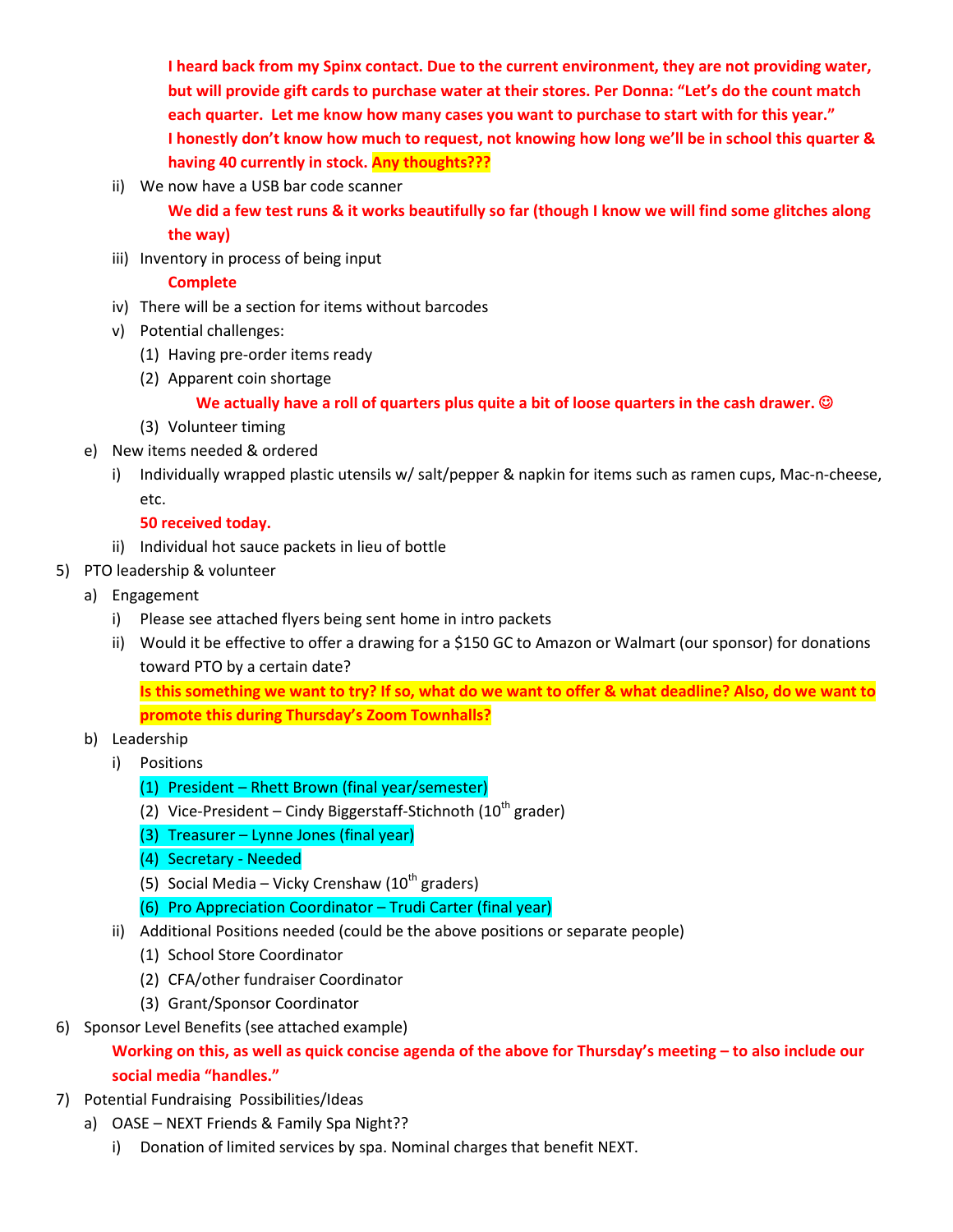**I heard back from my Spinx contact. Due to the current environment, they are not providing water, but will provide gift cards to purchase water at their stores. Per Donna: "Let's do the count match each quarter. Let me know how many cases you want to purchase to start with for this year." I honestly don't know how much to request, not knowing how long we'll be in school this quarter & having 40 currently in stock. Any thoughts???**

- ii) We now have a USB bar code scanner

  **We did a few test runs & it works beautifully so far (though I know we will find some glitches along the way)**

- iii) Inventory in process of being input

  **Complete**

- iv) There will be a section for items without barcodes
- v) Potential challenges:
  - (1) Having pre-order items ready
  - (2) Apparent coin shortage

    **We actually have a roll of quarters plus quite a bit of loose quarters in the cash drawer. ☺**

  - (3) Volunteer timing

- e) New items needed & ordered
  - i) Individually wrapped plastic utensils w/ salt/pepper & napkin for items such as ramen cups, Mac-n-cheese, etc.

    **50 received today.**

  - ii) Individual hot sauce packets in lieu of bottle

5) PTO leadership & volunteer
   - a) Engagement
     - i) Please see attached flyers being sent home in intro packets
     - ii) Would it be effective to offer a drawing for a $150 GC to Amazon or Walmart (our sponsor) for donations toward PTO by a certain date?

       **Is this something we want to try? If so, what do we want to offer & what deadline? Also, do we want to promote this during Thursday's Zoom Townhalls?**

   - b) Leadership
     - i) Positions
       - (1) President – Rhett Brown (final year/semester)
       - (2) Vice-President – Cindy Biggerstaff-Stichnoth (10th grader)
       - (3) Treasurer – Lynne Jones (final year)
       - (4) Secretary - Needed
       - (5) Social Media – Vicky Crenshaw (10th graders)
       - (6) Pro Appreciation Coordinator – Trudi Carter (final year)
     - ii) Additional Positions needed (could be the above positions or separate people)
       - (1) School Store Coordinator
       - (2) CFA/other fundraiser Coordinator
       - (3) Grant/Sponsor Coordinator

6) Sponsor Level Benefits (see attached example)

   **Working on this, as well as quick concise agenda of the above for Thursday's meeting – to also include our social media "handles."**

7) Potential Fundraising Possibilities/Ideas
   - a) OASE – NEXT Friends & Family Spa Night??
     - i) Donation of limited services by spa. Nominal charges that benefit NEXT.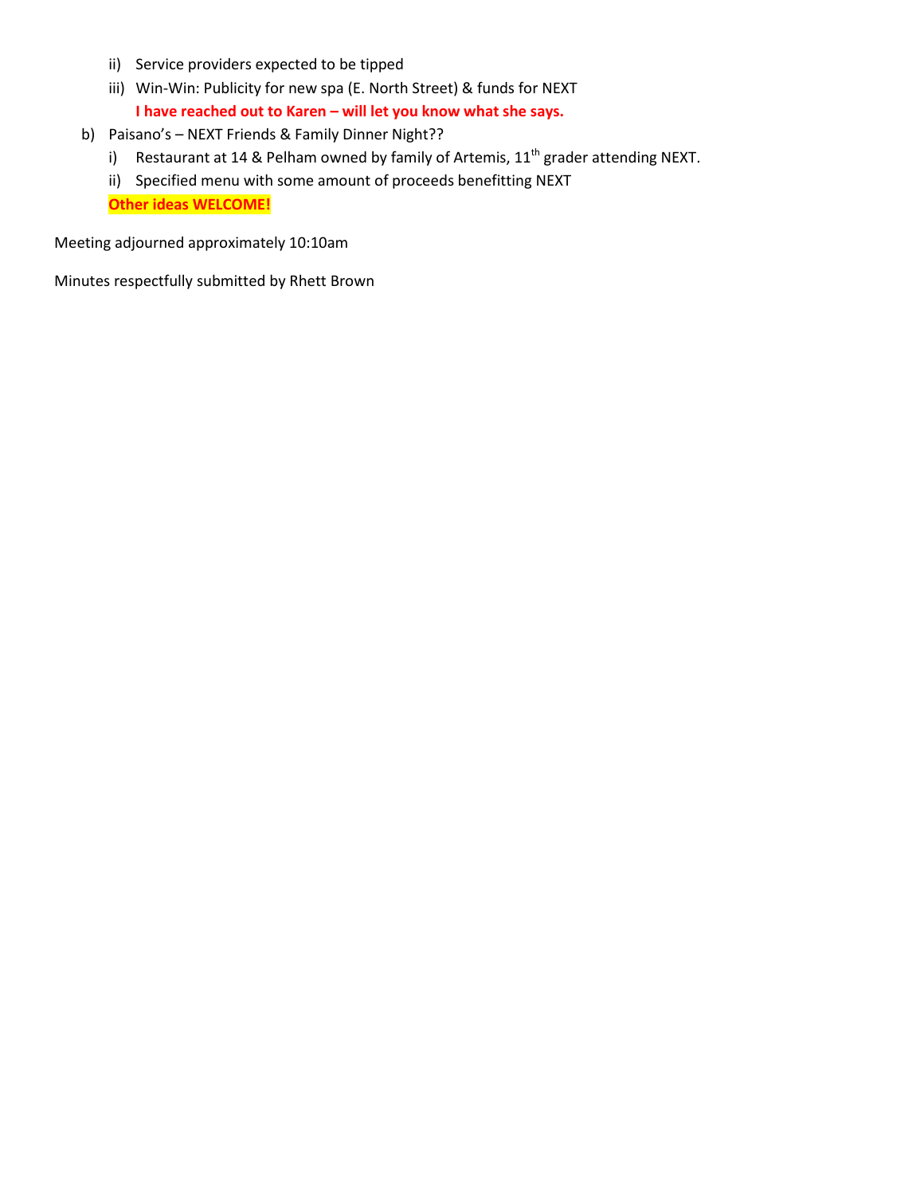ii) Service providers expected to be tipped
   iii) Win-Win: Publicity for new spa (E. North Street) & funds for NEXT
   **I have reached out to Karen – will let you know what she says.**

b) Paisano's – NEXT Friends & Family Dinner Night??
   i) Restaurant at 14 & Pelham owned by family of Artemis, 11th grader attending NEXT.
   ii) Specified menu with some amount of proceeds benefitting NEXT

   **Other ideas WELCOME!**

Meeting adjourned approximately 10:10am

Minutes respectfully submitted by Rhett Brown